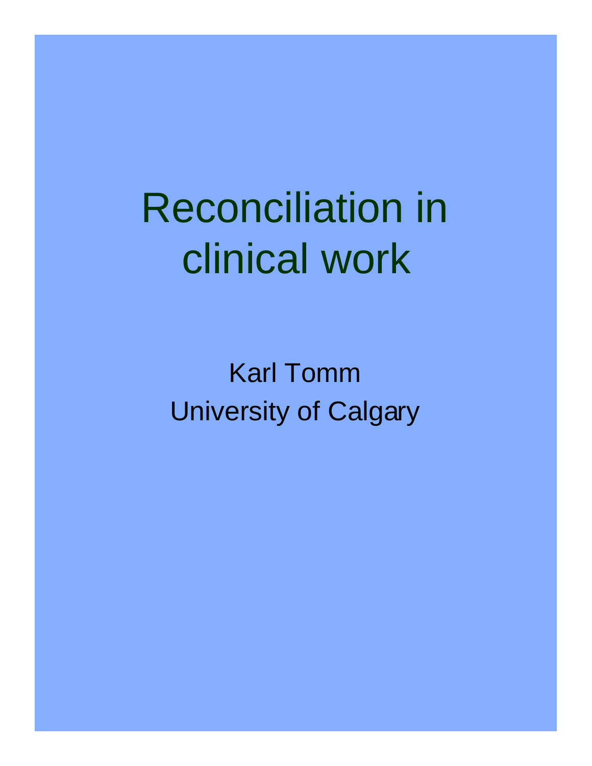# Reconciliation in clinical work

Karl Tomm
University of Calgary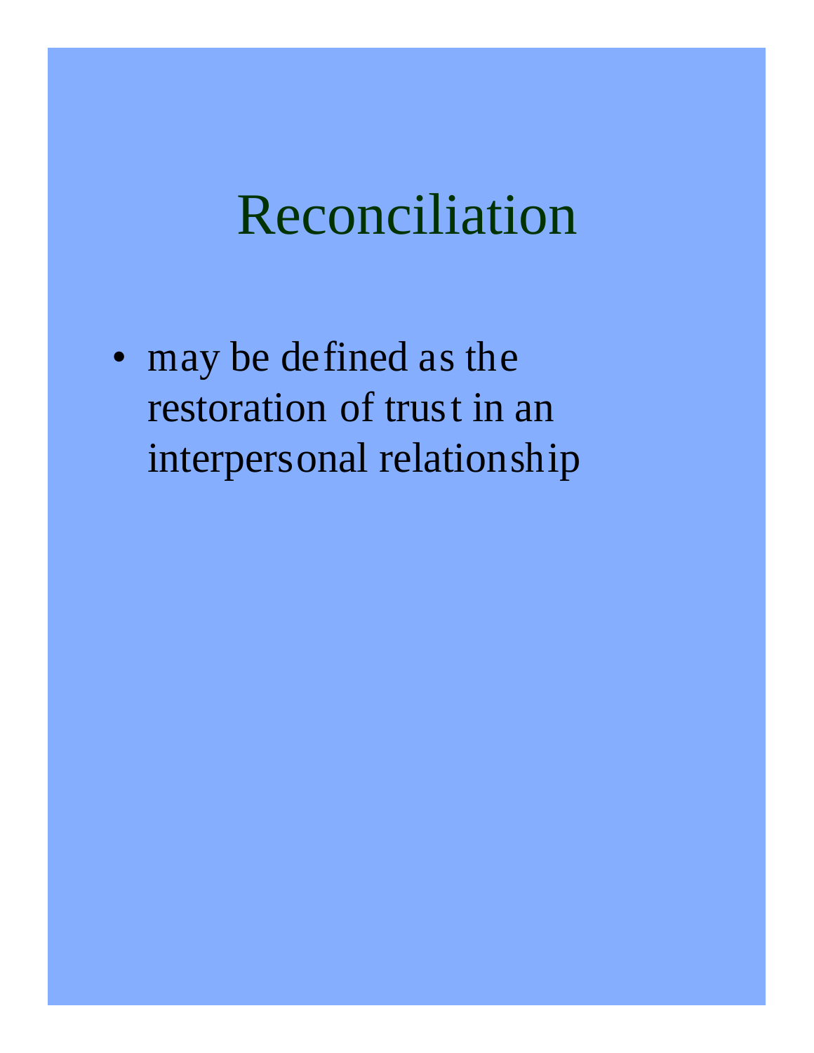# Reconciliation

- may be defined as the restoration of trust in an interpersonal relationship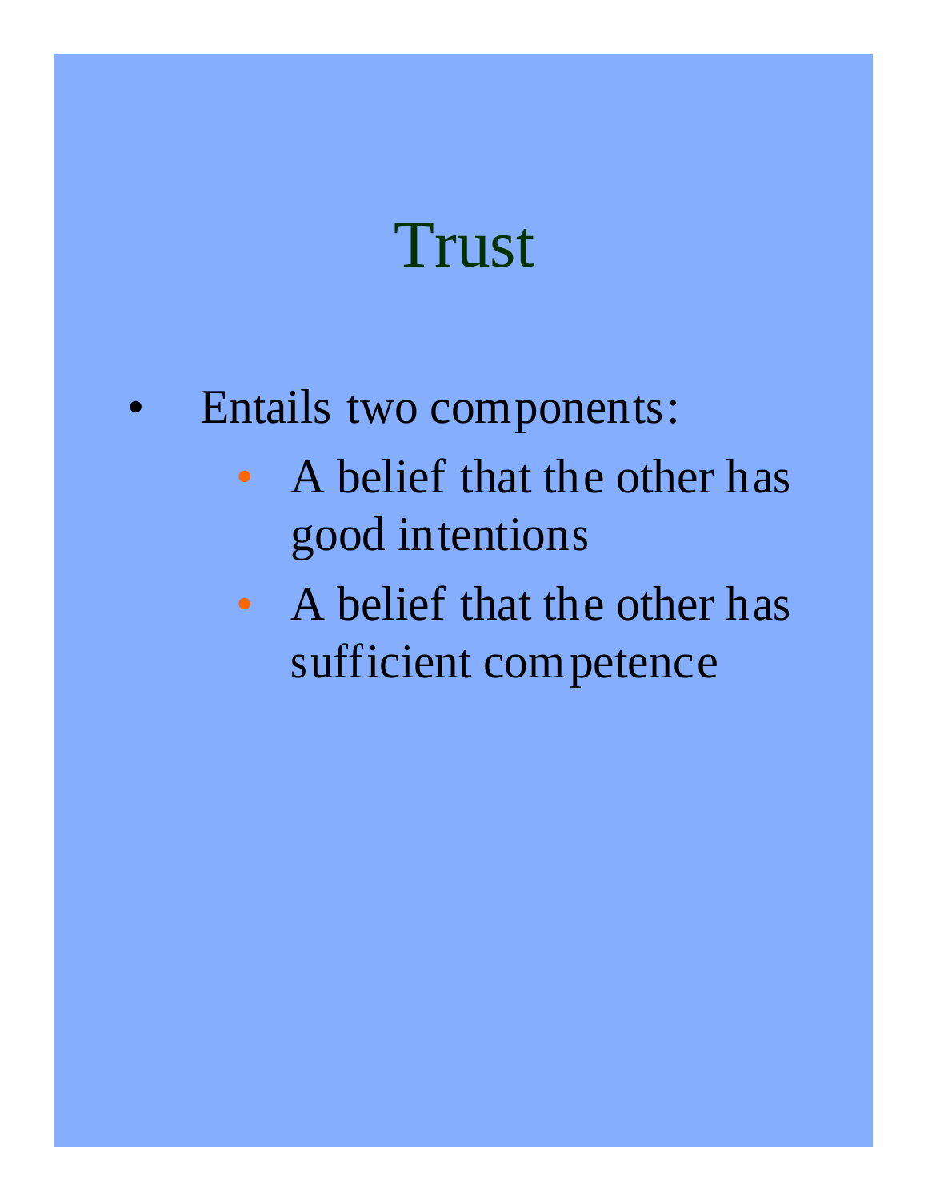# Trust

- Entails two components:
    - A belief that the other has good intentions
    - A belief that the other has sufficient competence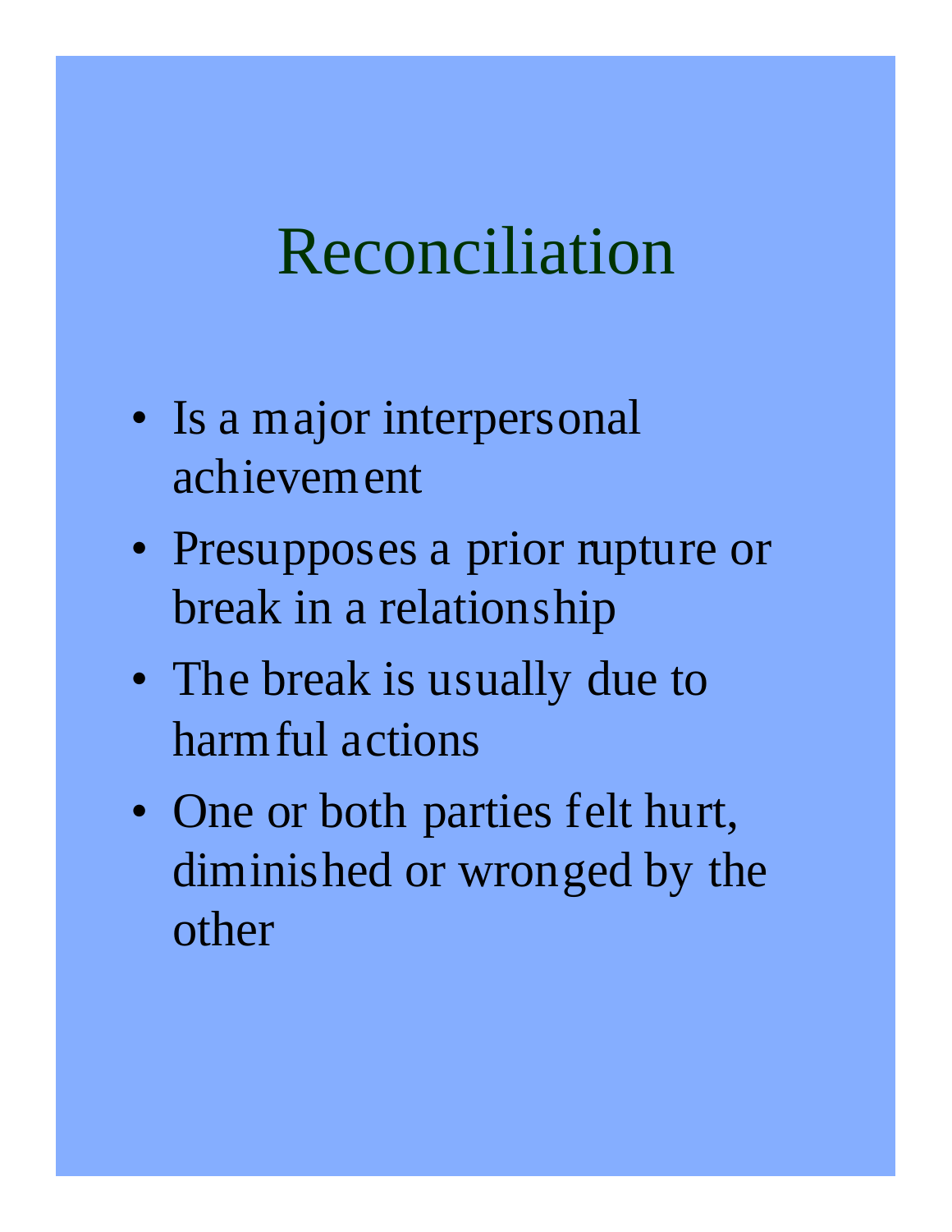# Reconciliation

- Is a major interpersonal achievement
- Presupposes a prior rupture or break in a relationship
- The break is usually due to harmful actions
- One or both parties felt hurt, diminished or wronged by the other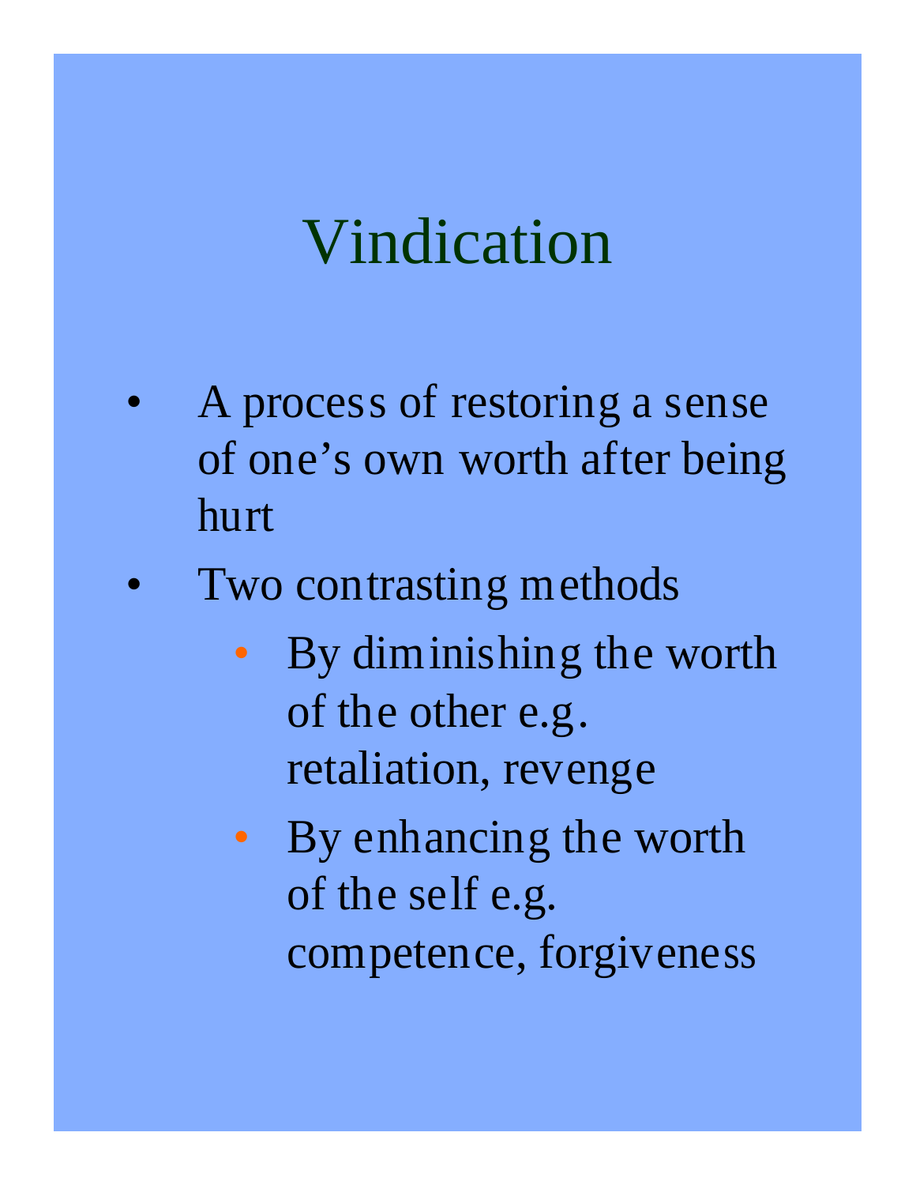# Vindication

- A process of restoring a sense of one's own worth after being hurt
- Two contrasting methods
  - By diminishing the worth of the other e.g. retaliation, revenge
  - By enhancing the worth of the self e.g. competence, forgiveness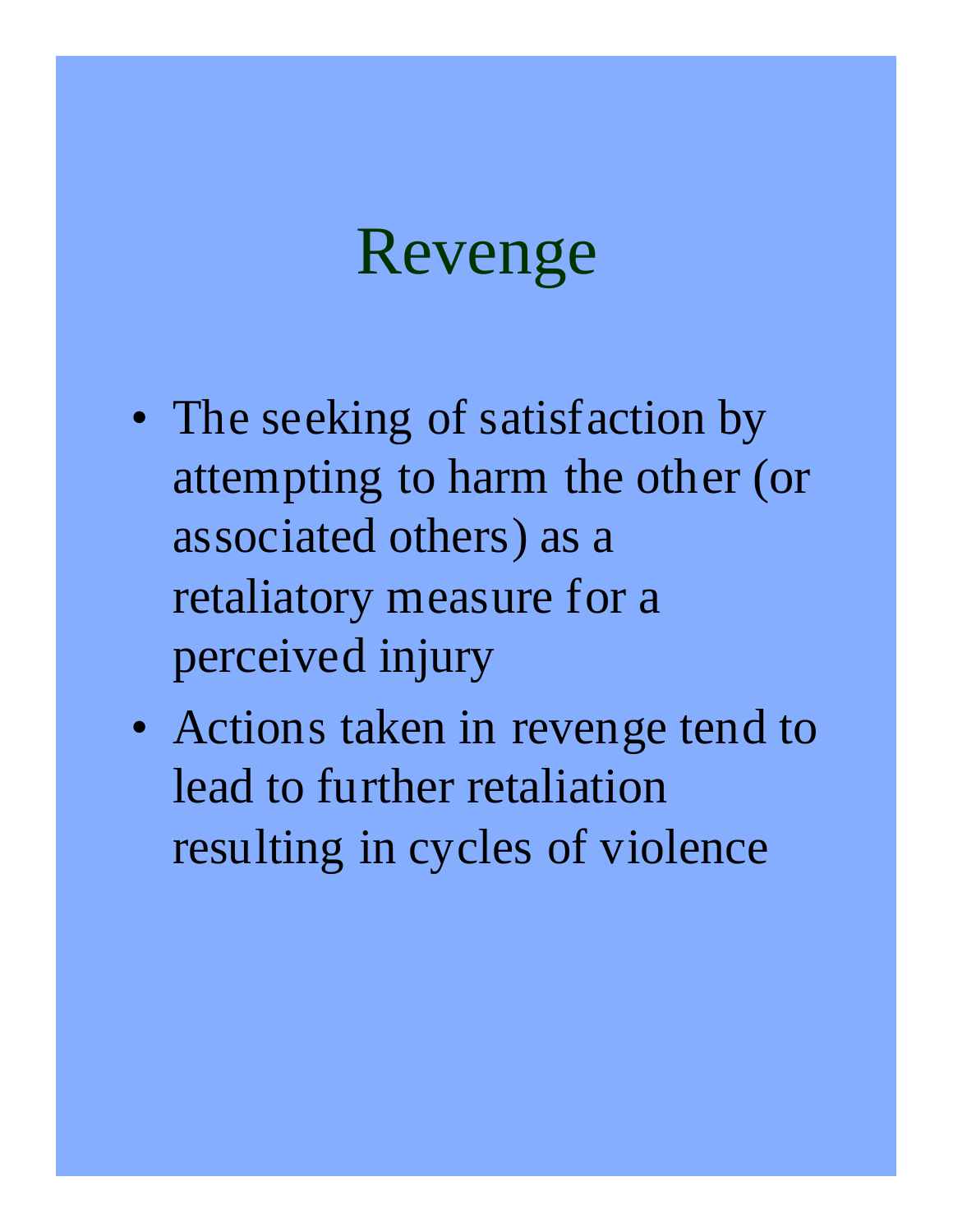# Revenge

- The seeking of satisfaction by attempting to harm the other (or associated others) as a retaliatory measure for a perceived injury
- Actions taken in revenge tend to lead to further retaliation resulting in cycles of violence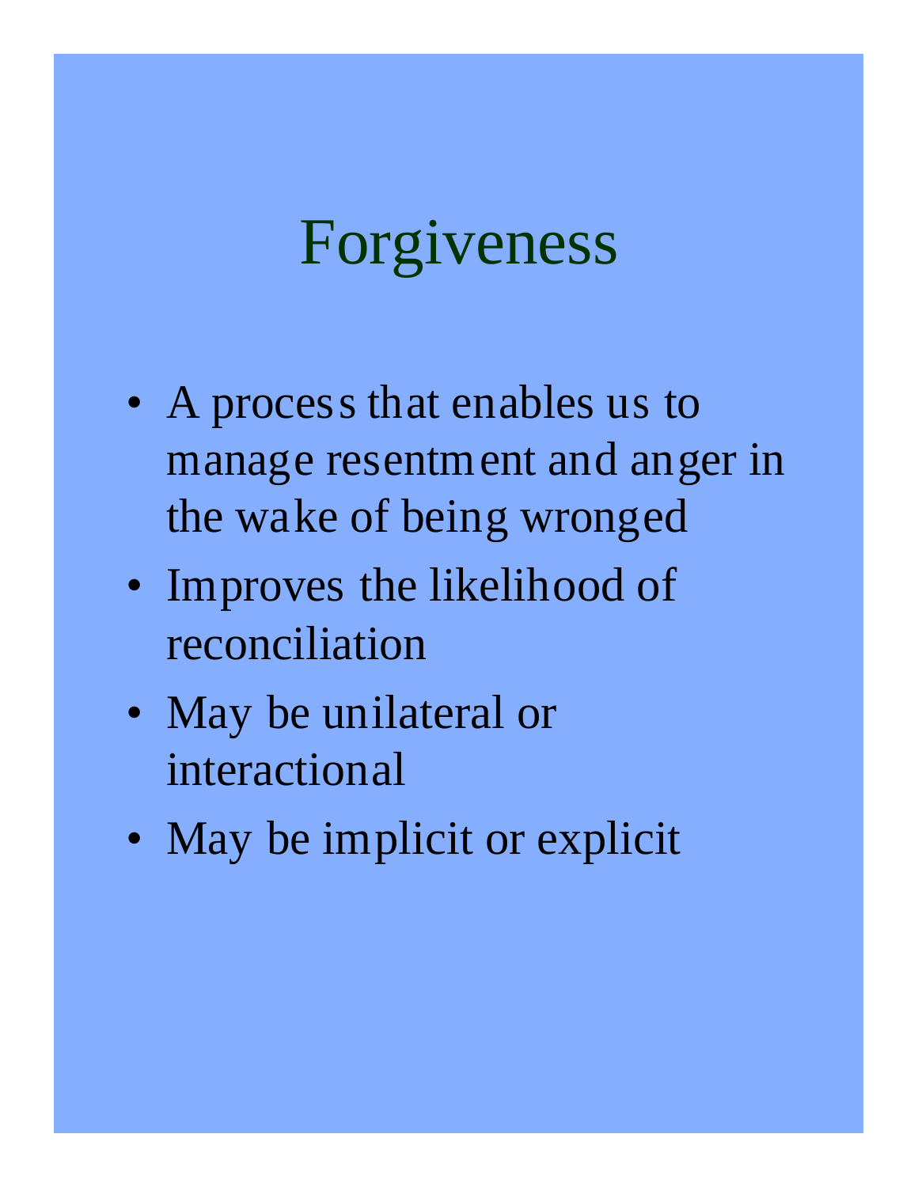# Forgiveness

- A process that enables us to manage resentment and anger in the wake of being wronged
- Improves the likelihood of reconciliation
- May be unilateral or interactional
- May be implicit or explicit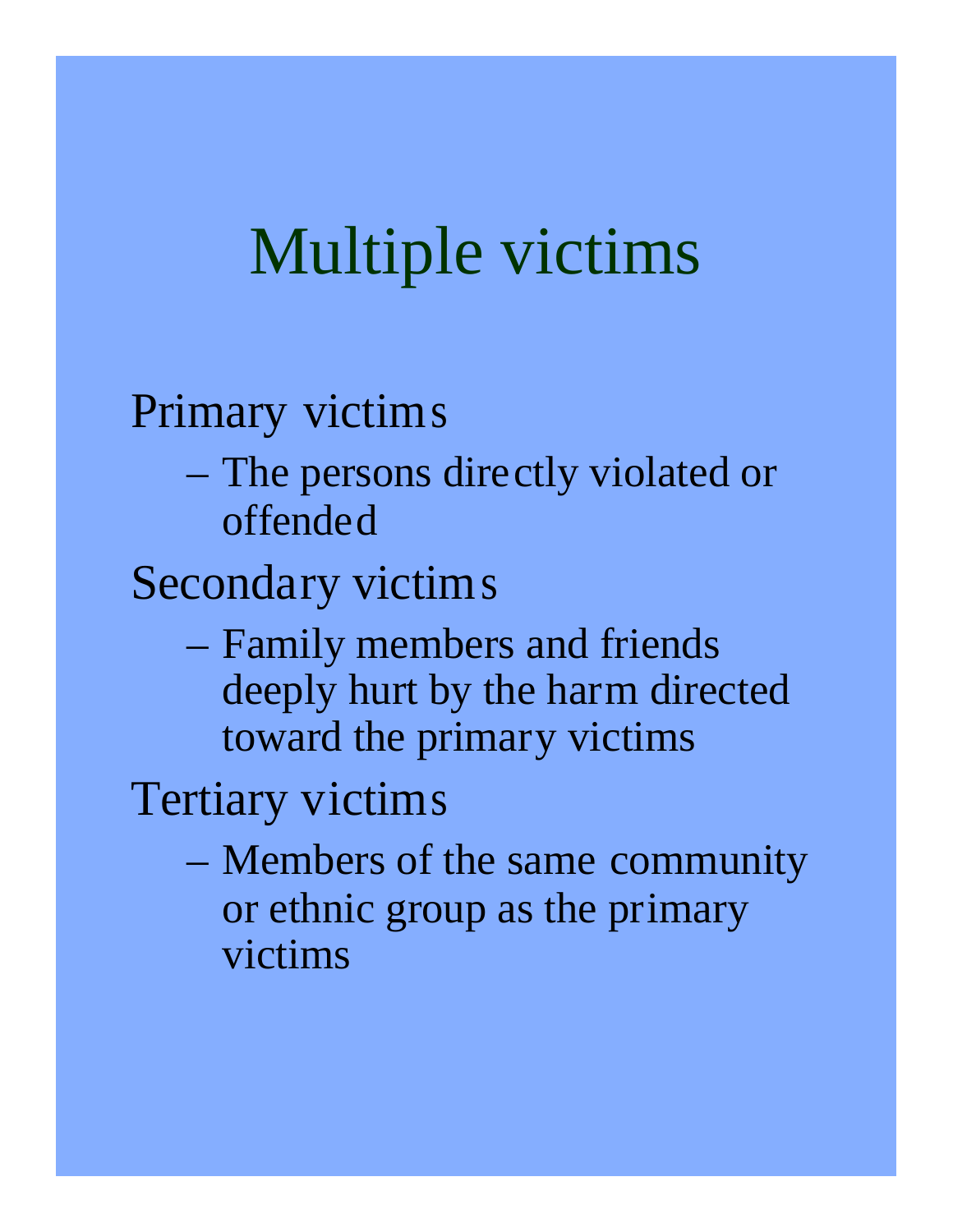# Multiple victims

Primary victims

- The persons directly violated or offended

Secondary victims

- Family members and friends deeply hurt by the harm directed toward the primary victims

Tertiary victims

- Members of the same community or ethnic group as the primary victims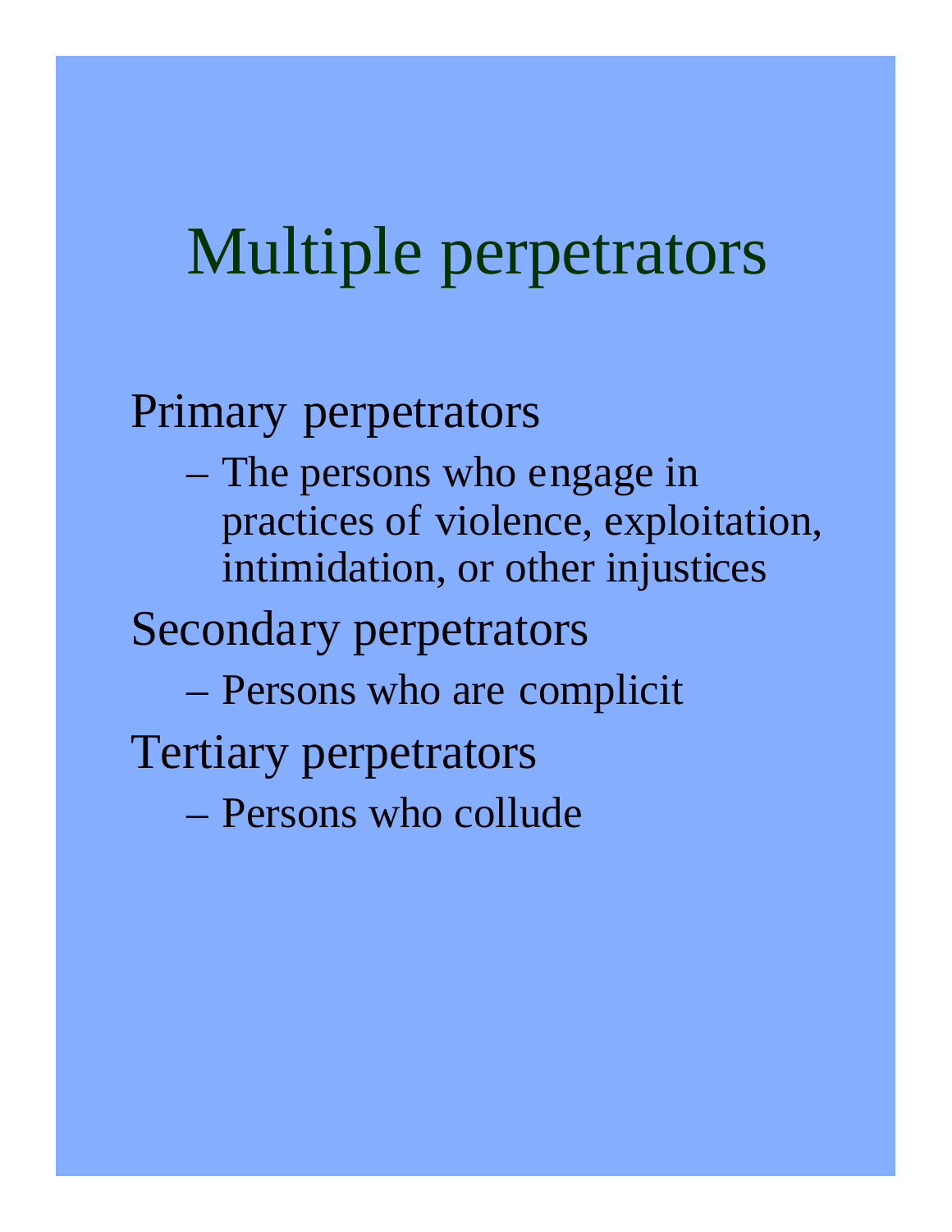# Multiple perpetrators

- Primary perpetrators
  - The persons who engage in practices of violence, exploitation, intimidation, or other injustices
- Secondary perpetrators
  - Persons who are complicit
- Tertiary perpetrators
  - Persons who collude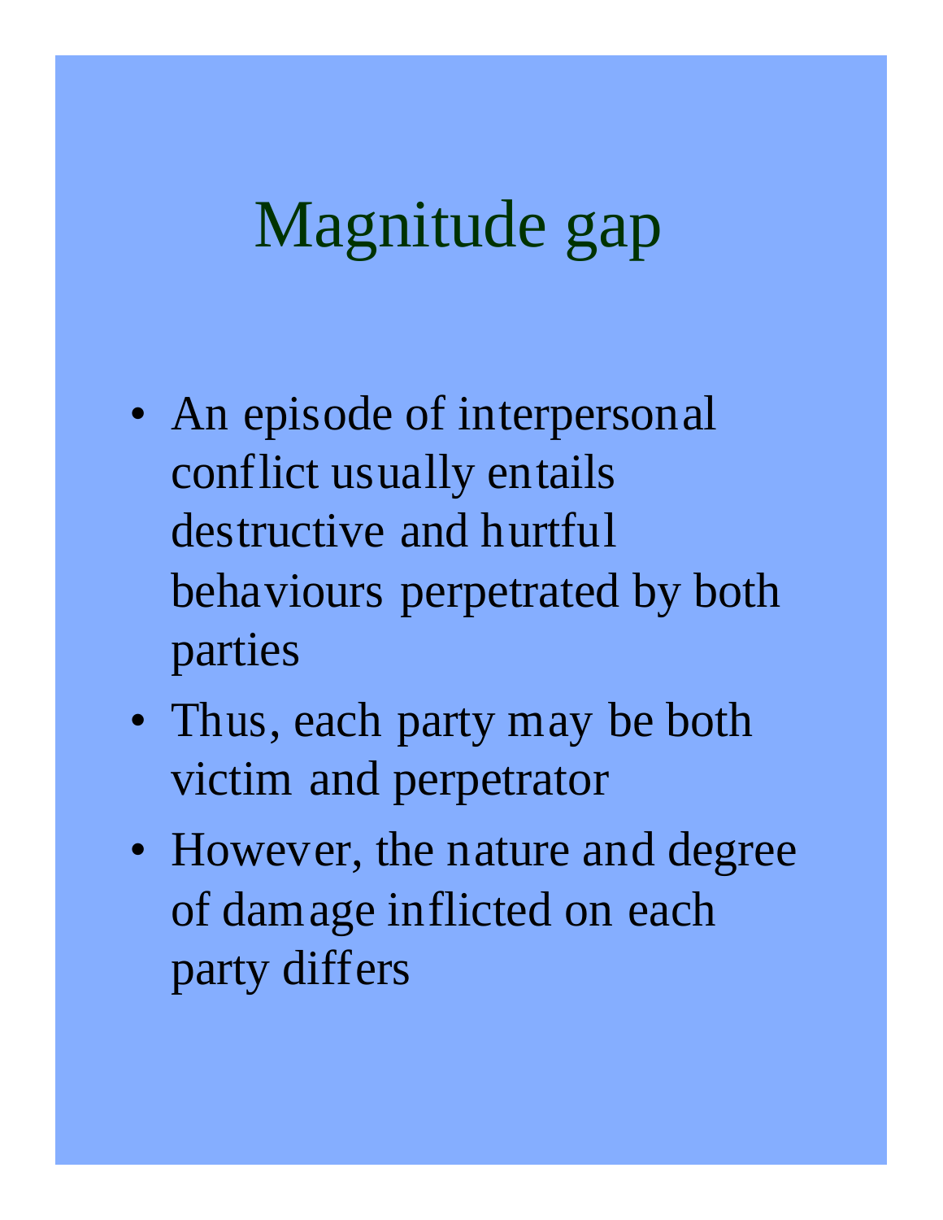# Magnitude gap

- An episode of interpersonal conflict usually entails destructive and hurtful behaviours perpetrated by both parties
- Thus, each party may be both victim and perpetrator
- However, the nature and degree of damage inflicted on each party differs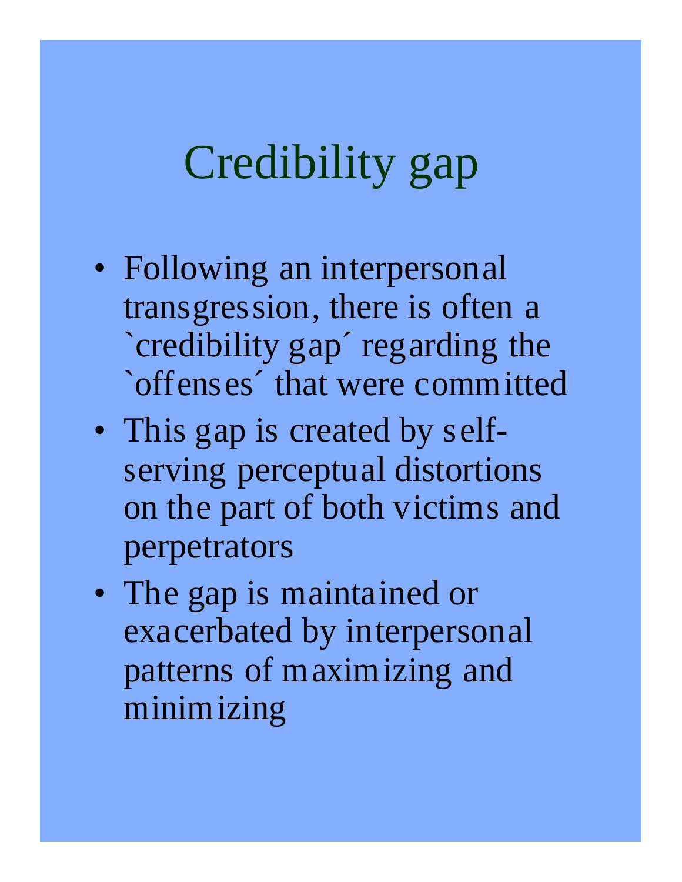# Credibility gap

- Following an interpersonal transgression, there is often a `credibility gap´ regarding the `offenses´ that were committed
- This gap is created by self-serving perceptual distortions on the part of both victims and perpetrators
- The gap is maintained or exacerbated by interpersonal patterns of maximizing and minimizing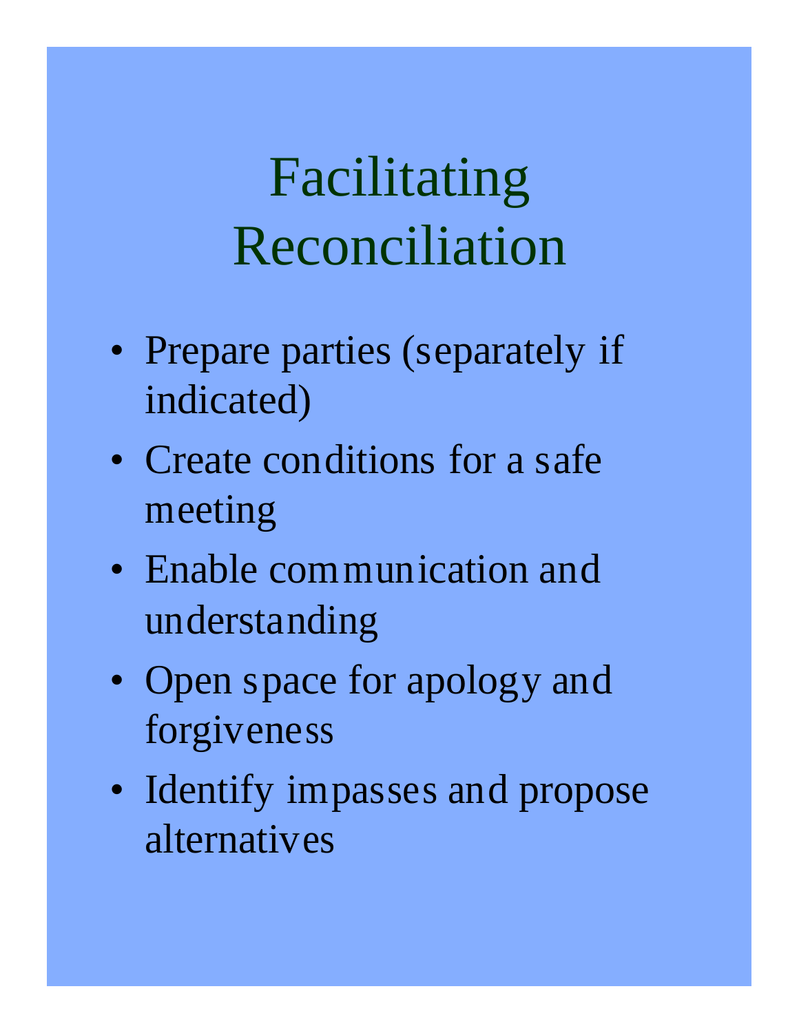# Facilitating Reconciliation

- Prepare parties (separately if indicated)
- Create conditions for a safe meeting
- Enable communication and understanding
- Open space for apology and forgiveness
- Identify impasses and propose alternatives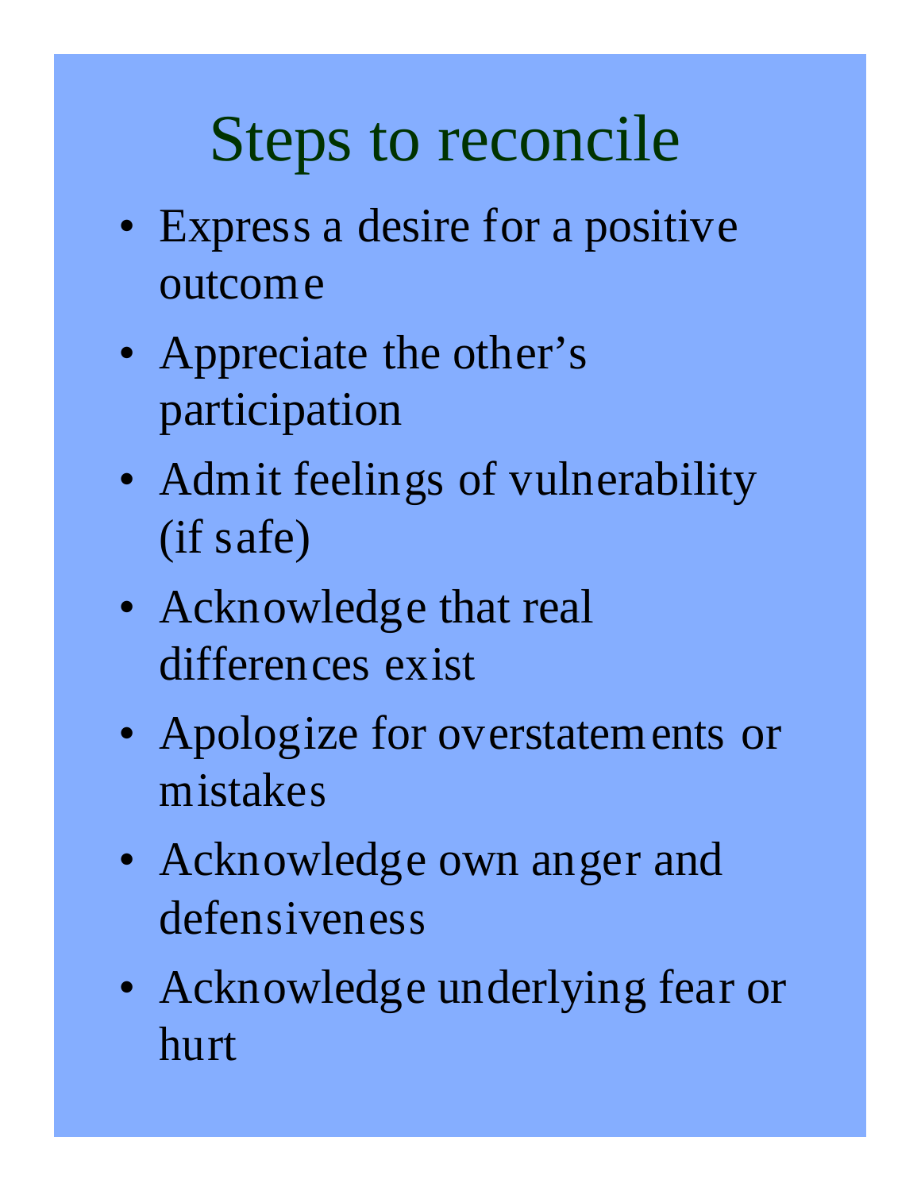# Steps to reconcile

- Express a desire for a positive outcome
- Appreciate the other's participation
- Admit feelings of vulnerability (if safe)
- Acknowledge that real differences exist
- Apologize for overstatements or mistakes
- Acknowledge own anger and defensiveness
- Acknowledge underlying fear or hurt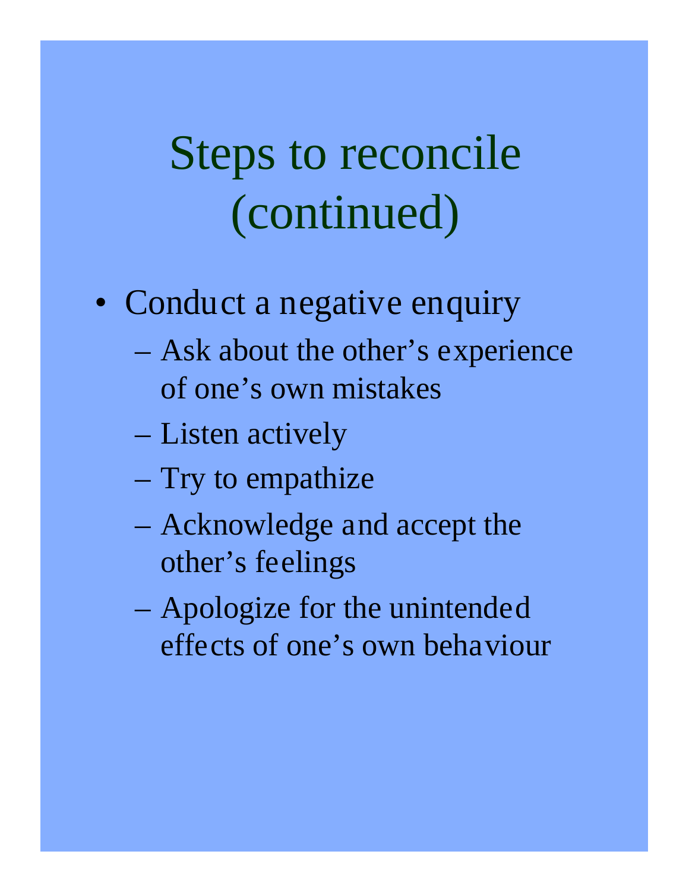# Steps to reconcile (continued)

- Conduct a negative enquiry
  - Ask about the other's experience of one's own mistakes
  - Listen actively
  - Try to empathize
  - Acknowledge and accept the other's feelings
  - Apologize for the unintended effects of one's own behaviour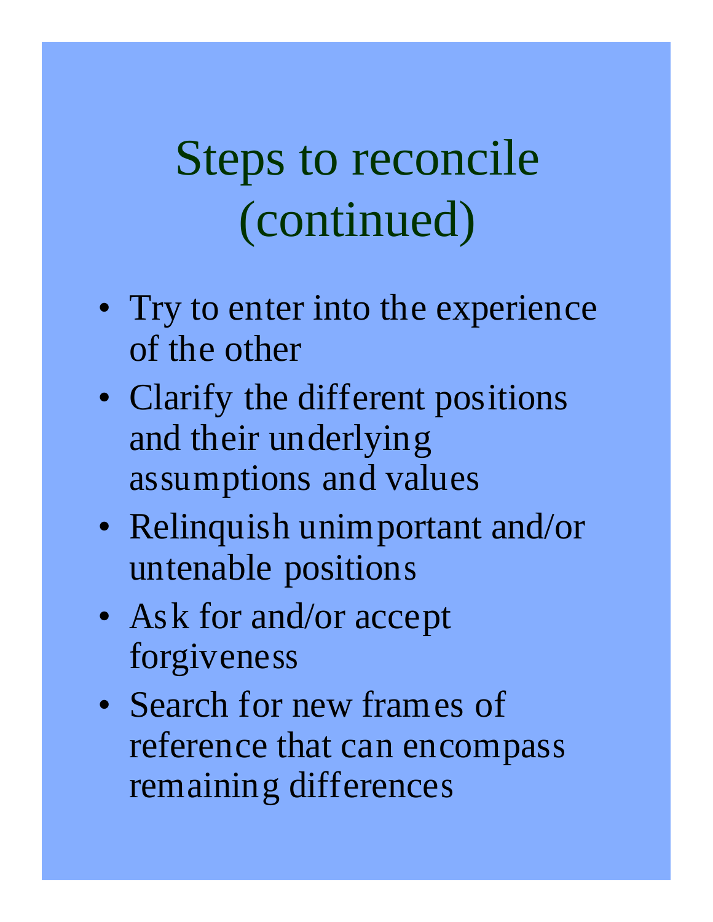# Steps to reconcile (continued)

- Try to enter into the experience of the other
- Clarify the different positions and their underlying assumptions and values
- Relinquish unimportant and/or untenable positions
- Ask for and/or accept forgiveness
- Search for new frames of reference that can encompass remaining differences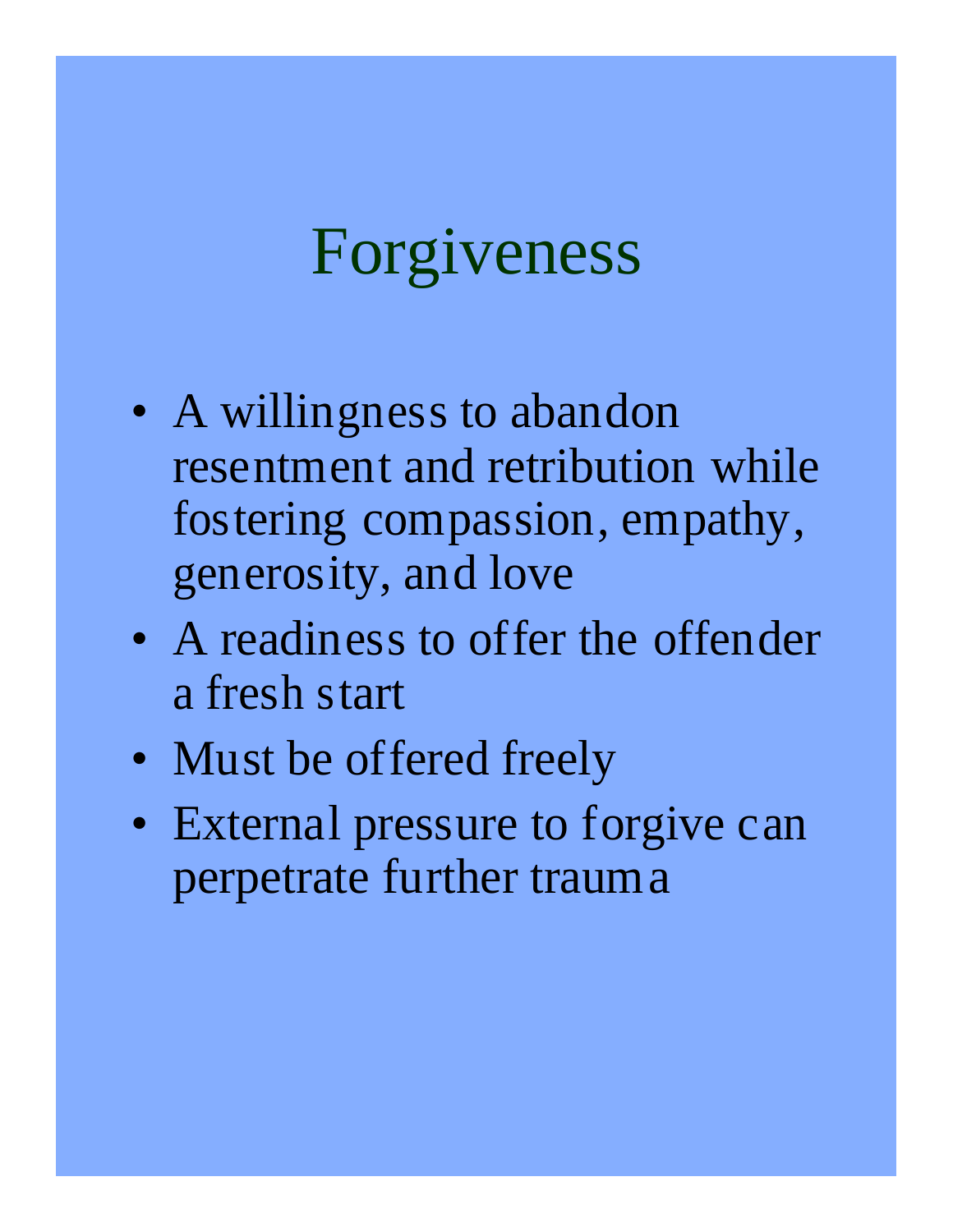# Forgiveness

- A willingness to abandon resentment and retribution while fostering compassion, empathy, generosity, and love
- A readiness to offer the offender a fresh start
- Must be offered freely
- External pressure to forgive can perpetrate further trauma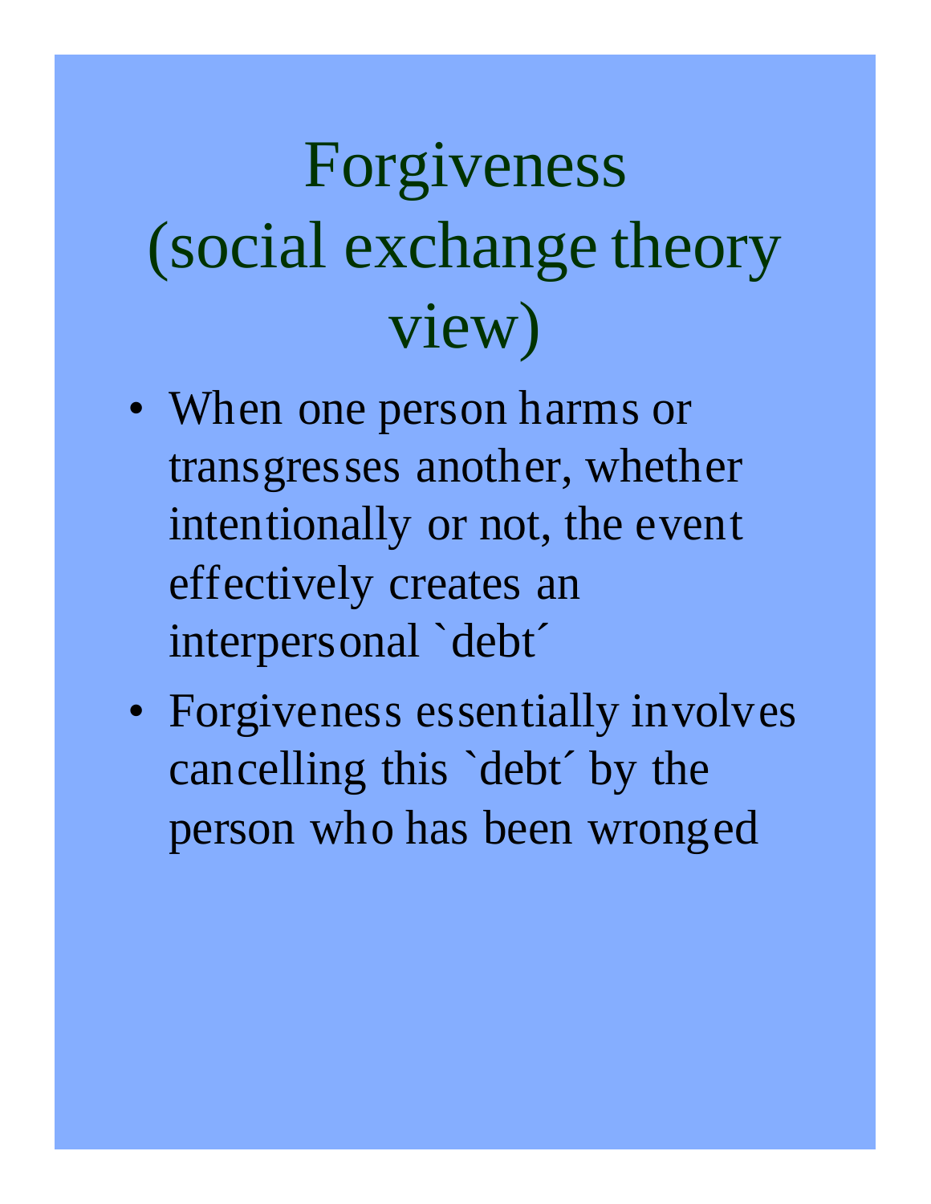# Forgiveness (social exchange theory view)

- When one person harms or transgresses another, whether intentionally or not, the event effectively creates an interpersonal `debt´
- Forgiveness essentially involves cancelling this `debt´ by the person who has been wronged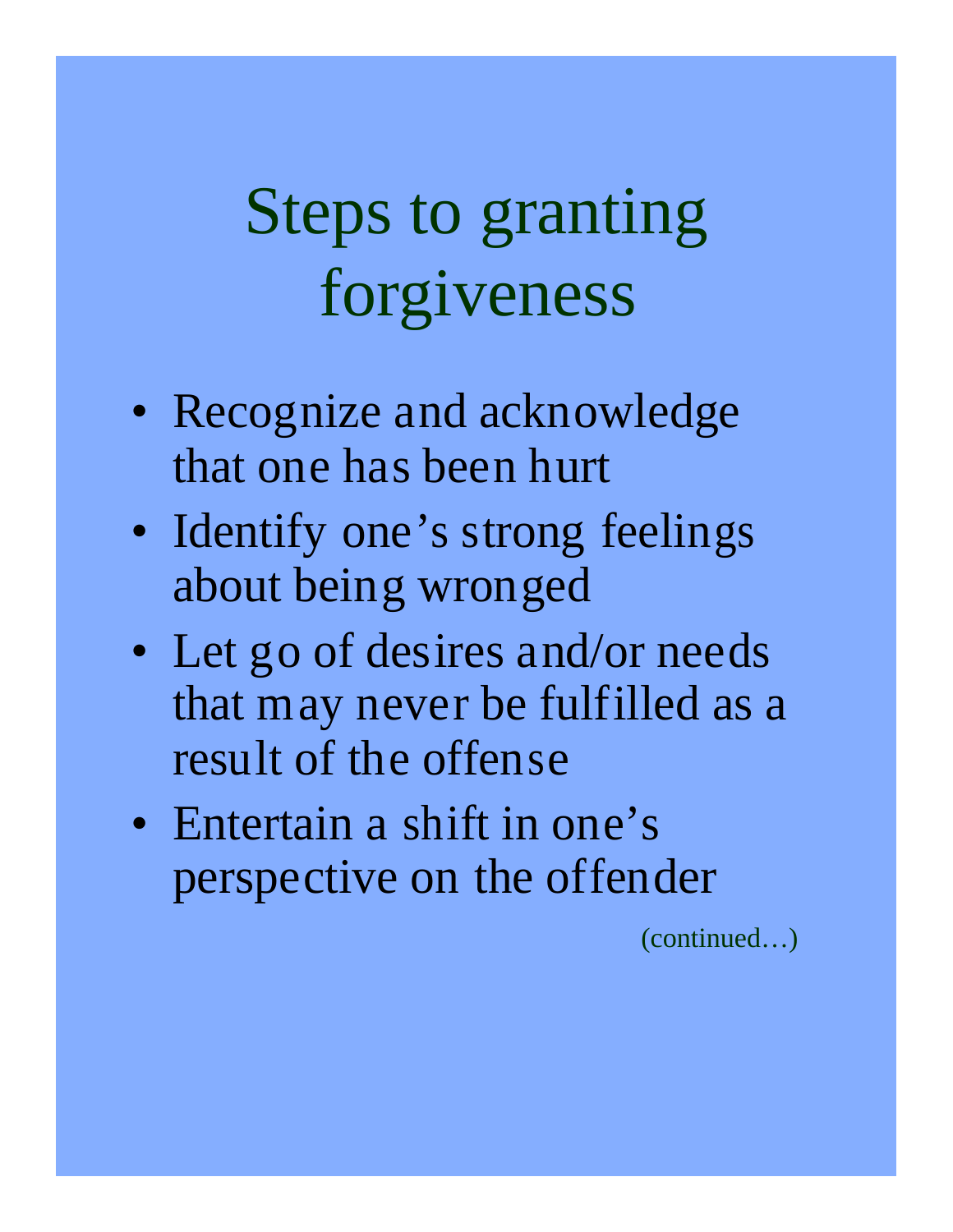# Steps to granting forgiveness

- Recognize and acknowledge that one has been hurt
- Identify one's strong feelings about being wronged
- Let go of desires and/or needs that may never be fulfilled as a result of the offense
- Entertain a shift in one's perspective on the offender

(continued…)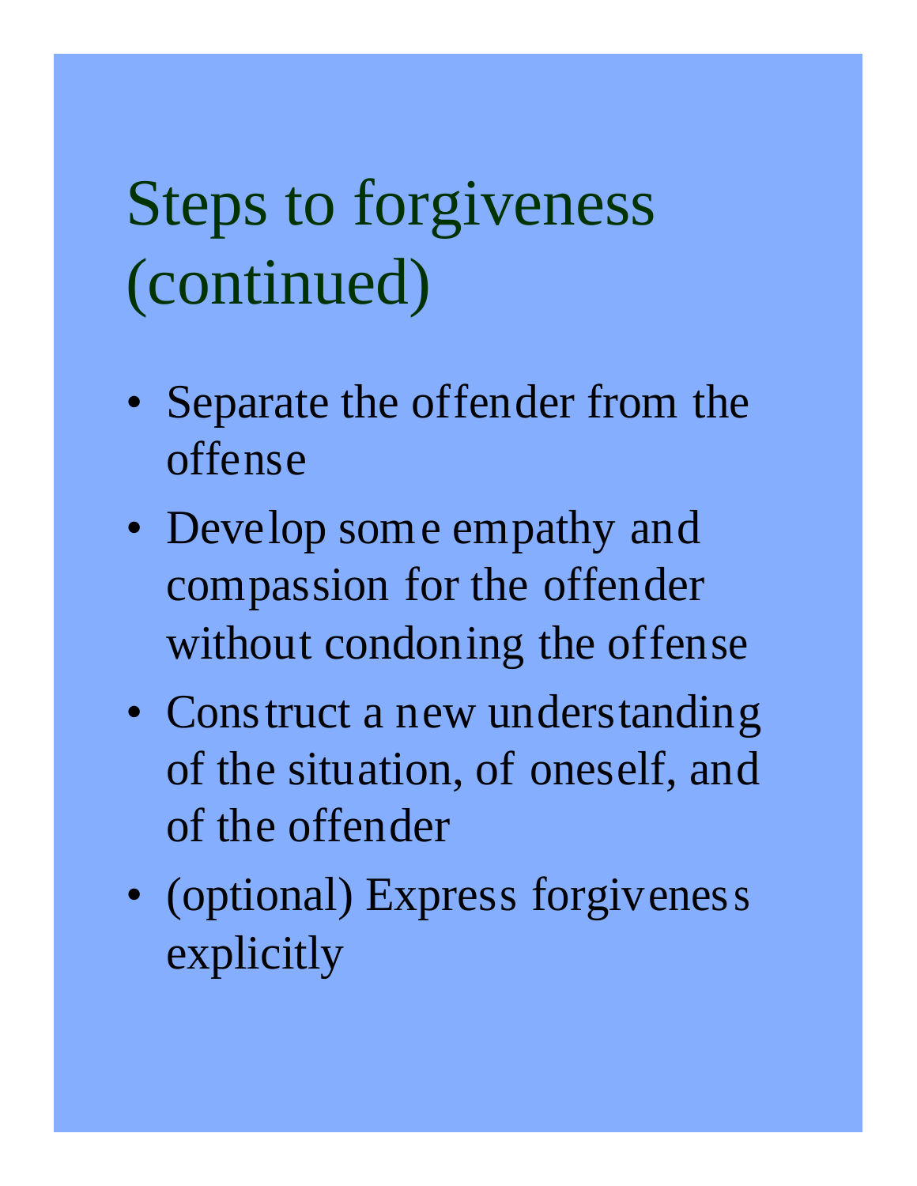# Steps to forgiveness (continued)

- Separate the offender from the offense
- Develop some empathy and compassion for the offender without condoning the offense
- Construct a new understanding of the situation, of oneself, and of the offender
- (optional) Express forgiveness explicitly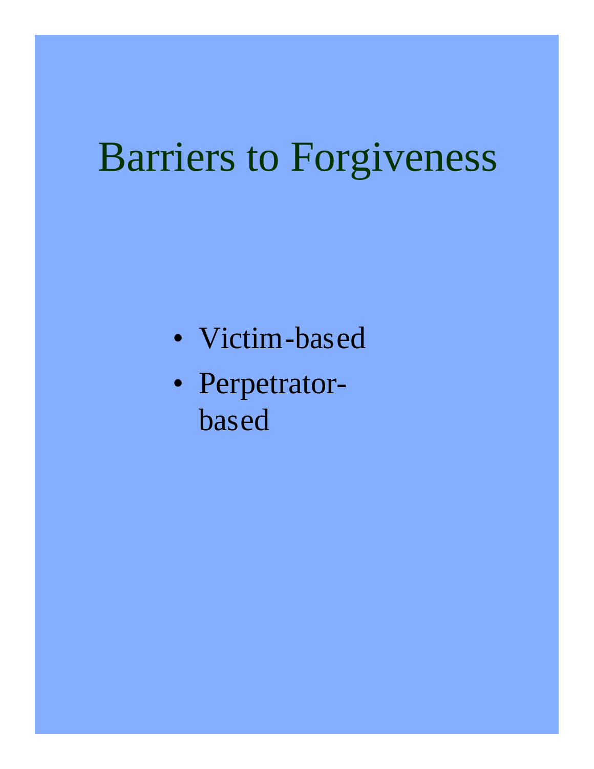# Barriers to Forgiveness

- Victim-based
- Perpetrator-based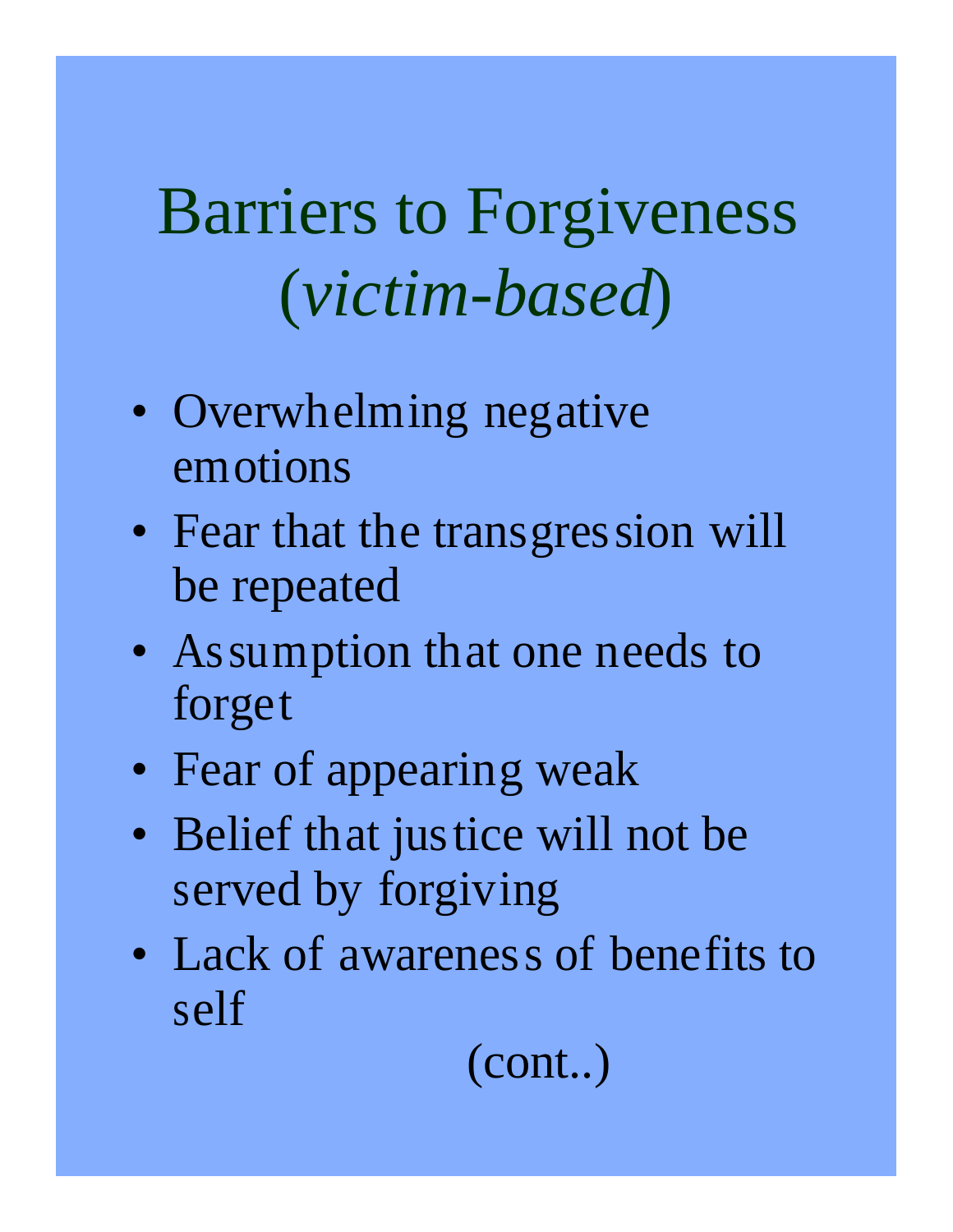# Barriers to Forgiveness (*victim-based*)

- Overwhelming negative emotions
- Fear that the transgression will be repeated
- Assumption that one needs to forget
- Fear of appearing weak
- Belief that justice will not be served by forgiving
- Lack of awareness of benefits to self

(cont..)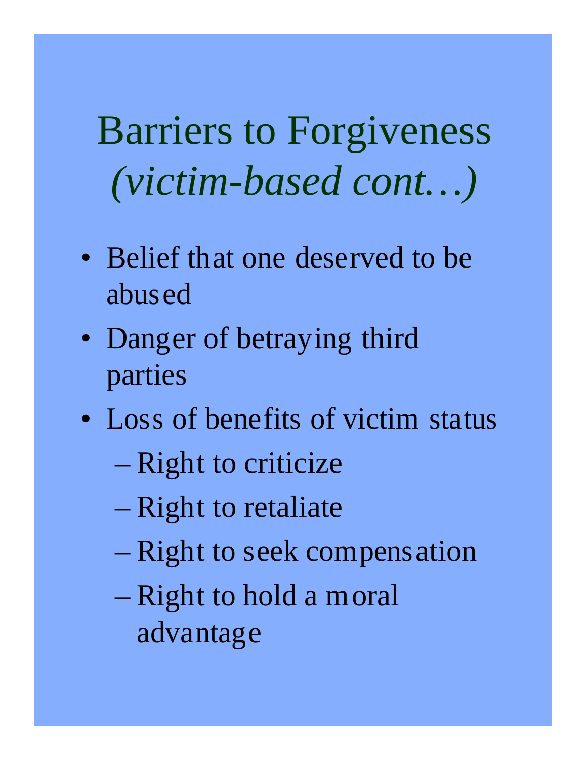# Barriers to Forgiveness *(victim-based cont…)*

- Belief that one deserved to be abused
- Danger of betraying third parties
- Loss of benefits of victim status
  - Right to criticize
  - Right to retaliate
  - Right to seek compensation
  - Right to hold a moral advantage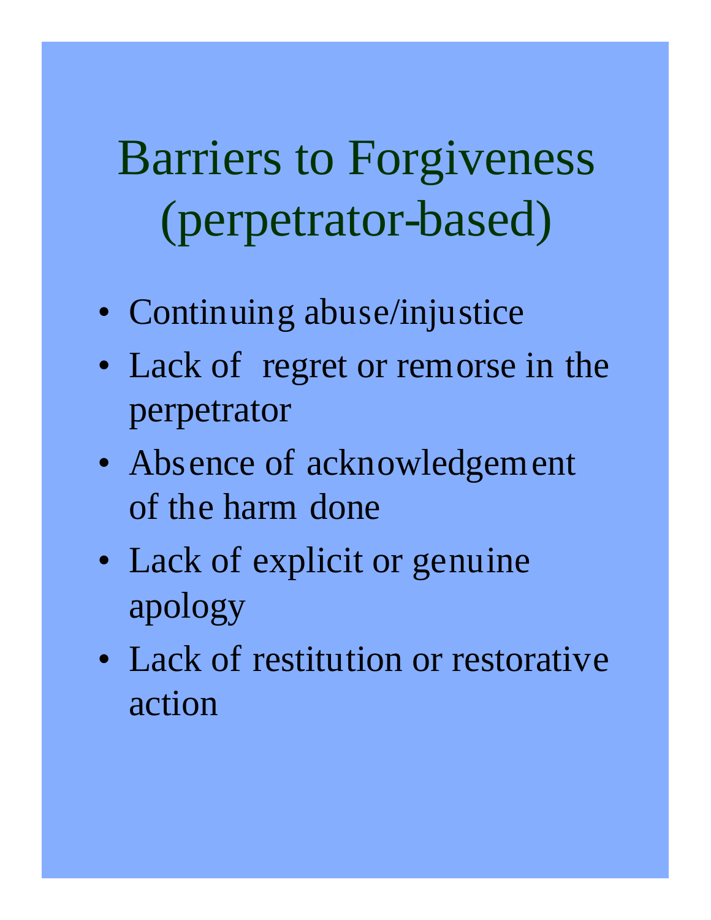# Barriers to Forgiveness (perpetrator-based)

- Continuing abuse/injustice
- Lack of regret or remorse in the perpetrator
- Absence of acknowledgement of the harm done
- Lack of explicit or genuine apology
- Lack of restitution or restorative action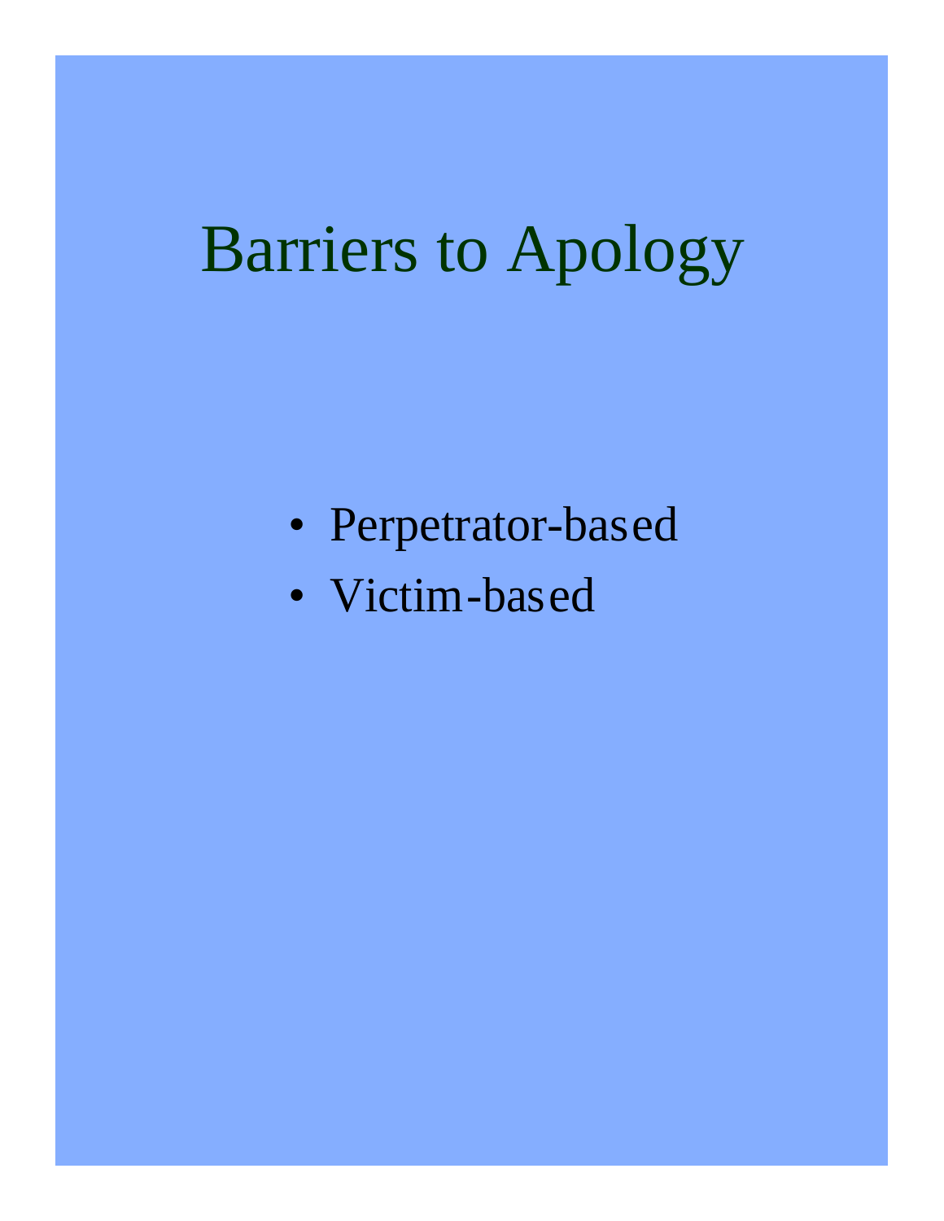# Barriers to Apology

- Perpetrator-based
- Victim-based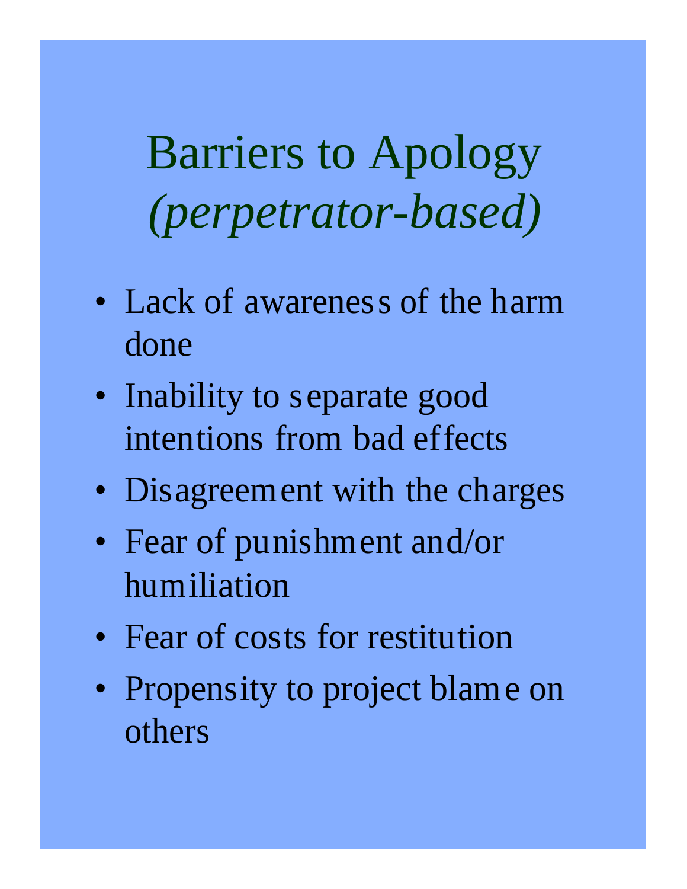# Barriers to Apology *(perpetrator-based)*

- Lack of awareness of the harm done
- Inability to separate good intentions from bad effects
- Disagreement with the charges
- Fear of punishment and/or humiliation
- Fear of costs for restitution
- Propensity to project blame on others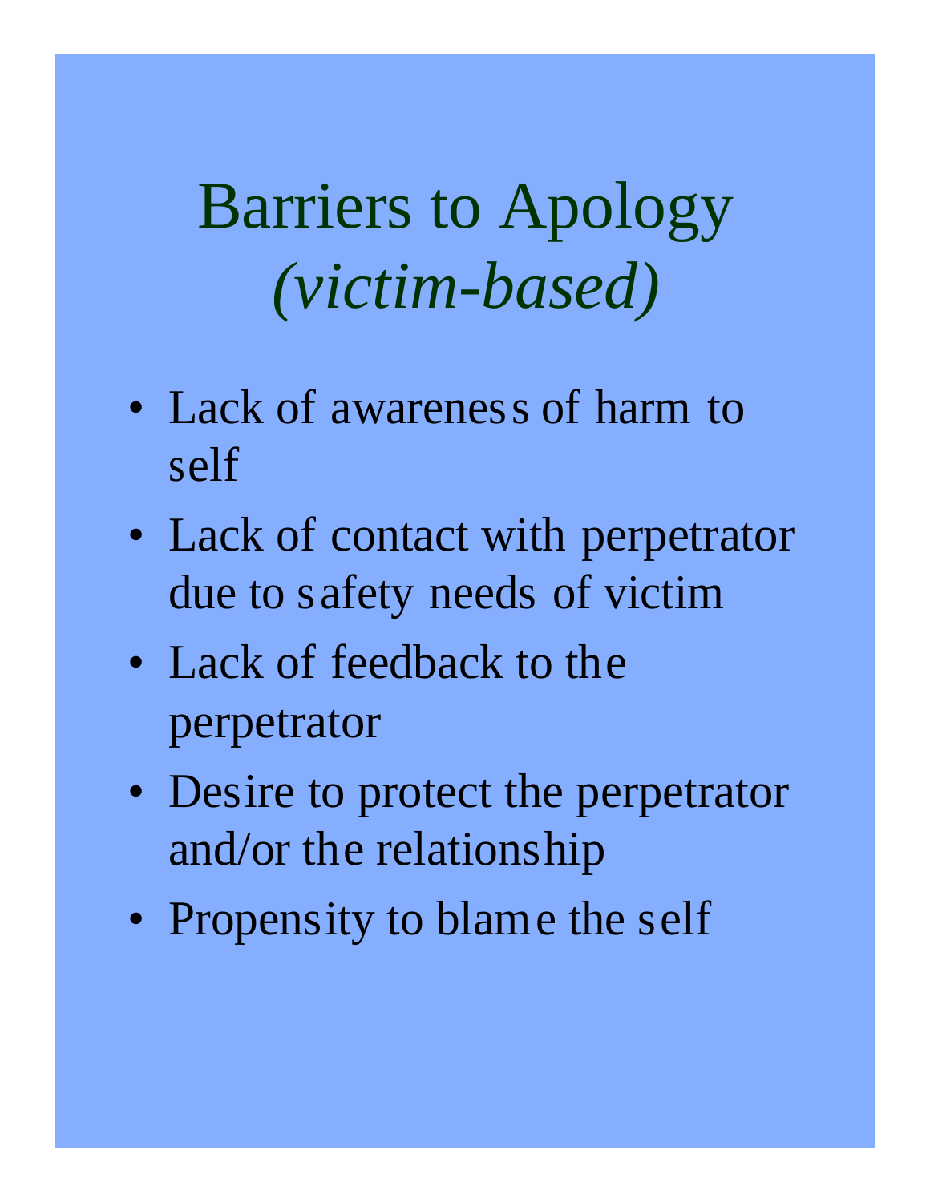# Barriers to Apology
## *(victim-based)*

- Lack of awareness of harm to self
- Lack of contact with perpetrator due to safety needs of victim
- Lack of feedback to the perpetrator
- Desire to protect the perpetrator and/or the relationship
- Propensity to blame the self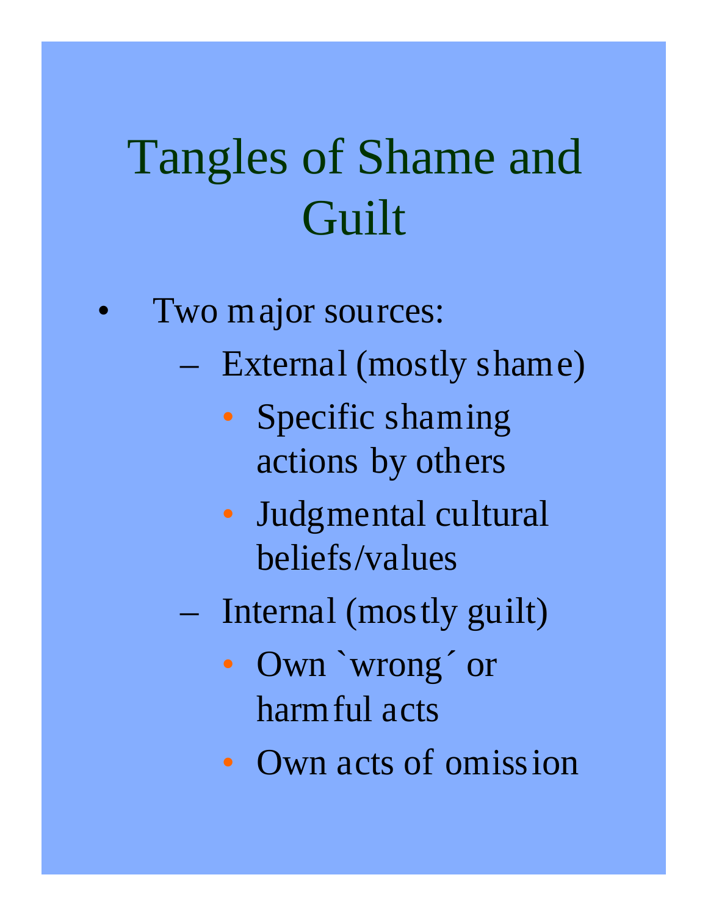# Tangles of Shame and Guilt

- Two major sources:
  - External (mostly shame)
    - Specific shaming actions by others
    - Judgmental cultural beliefs/values
  - Internal (mostly guilt)
    - Own `wrong´ or harmful acts
    - Own acts of omission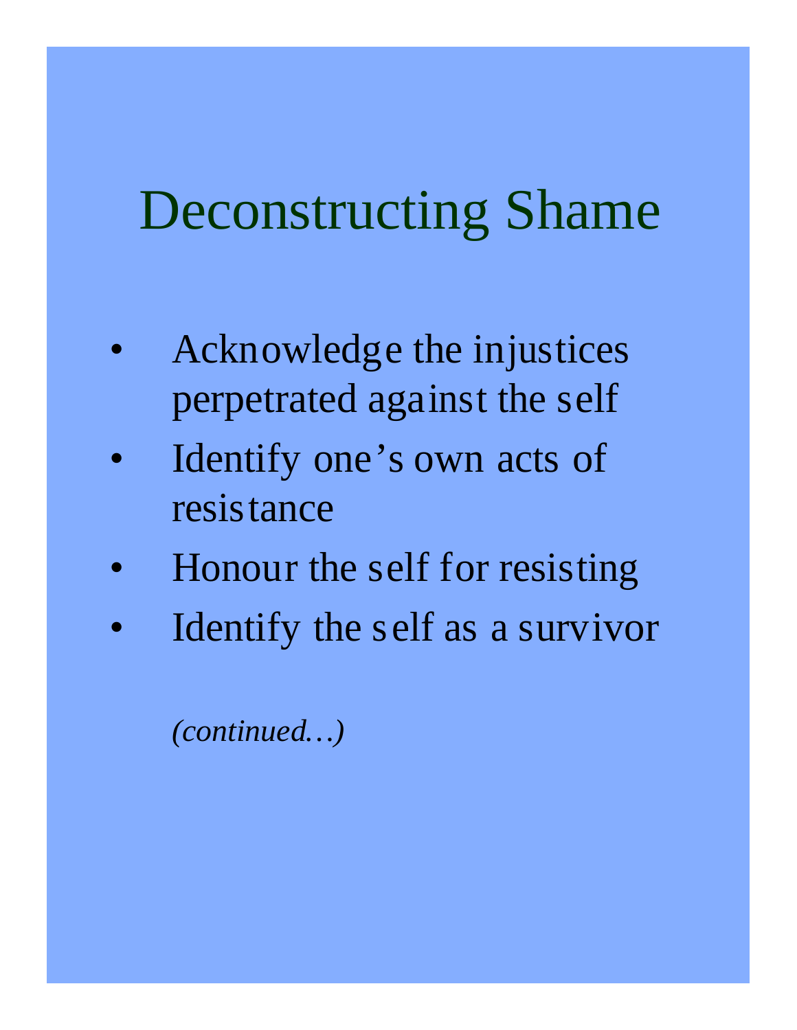# Deconstructing Shame

- Acknowledge the injustices perpetrated against the self
- Identify one's own acts of resistance
- Honour the self for resisting
- Identify the self as a survivor

*(continued…)*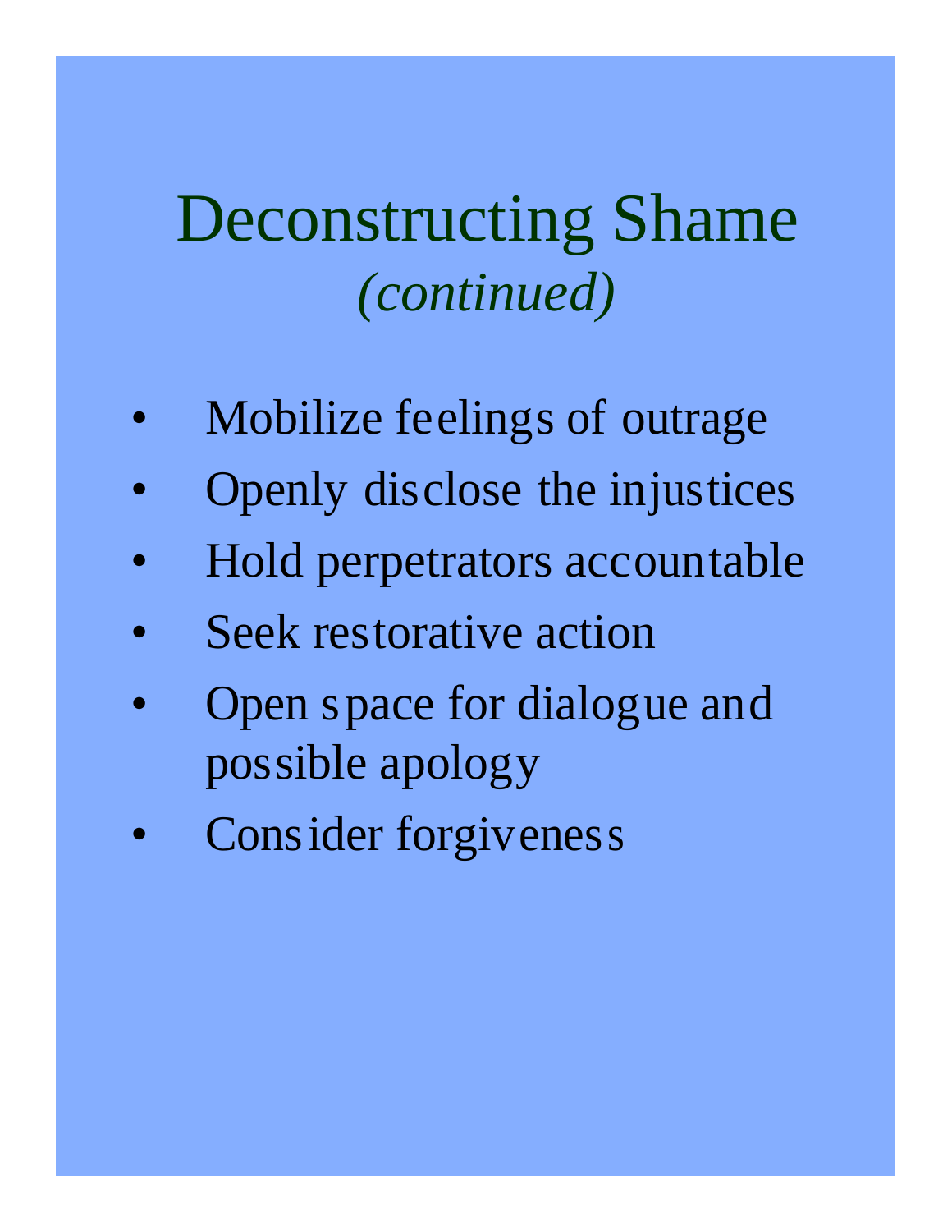# Deconstructing Shame
*(continued)*

- Mobilize feelings of outrage
- Openly disclose the injustices
- Hold perpetrators accountable
- Seek restorative action
- Open space for dialogue and possible apology
- Consider forgiveness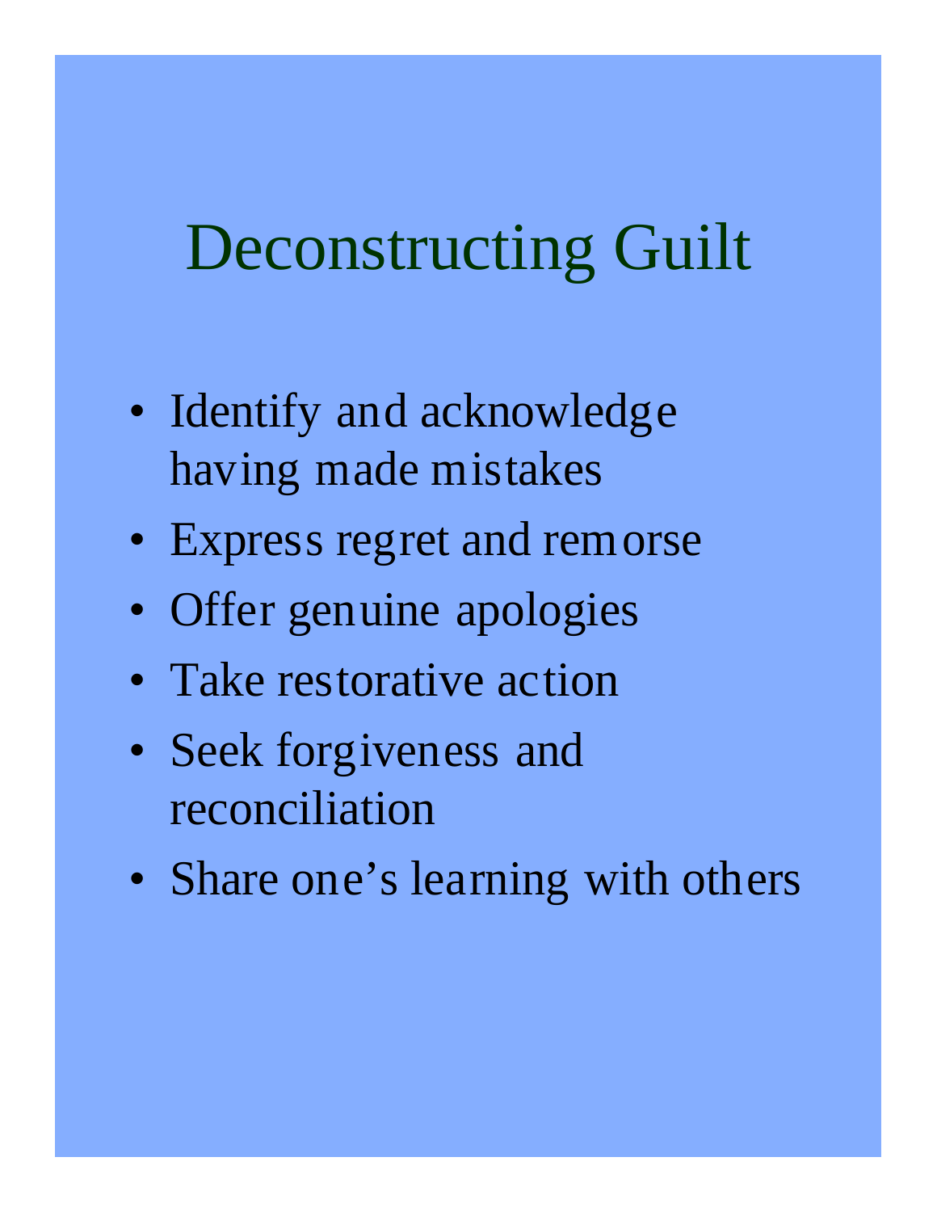# Deconstructing Guilt

- Identify and acknowledge having made mistakes
- Express regret and remorse
- Offer genuine apologies
- Take restorative action
- Seek forgiveness and reconciliation
- Share one's learning with others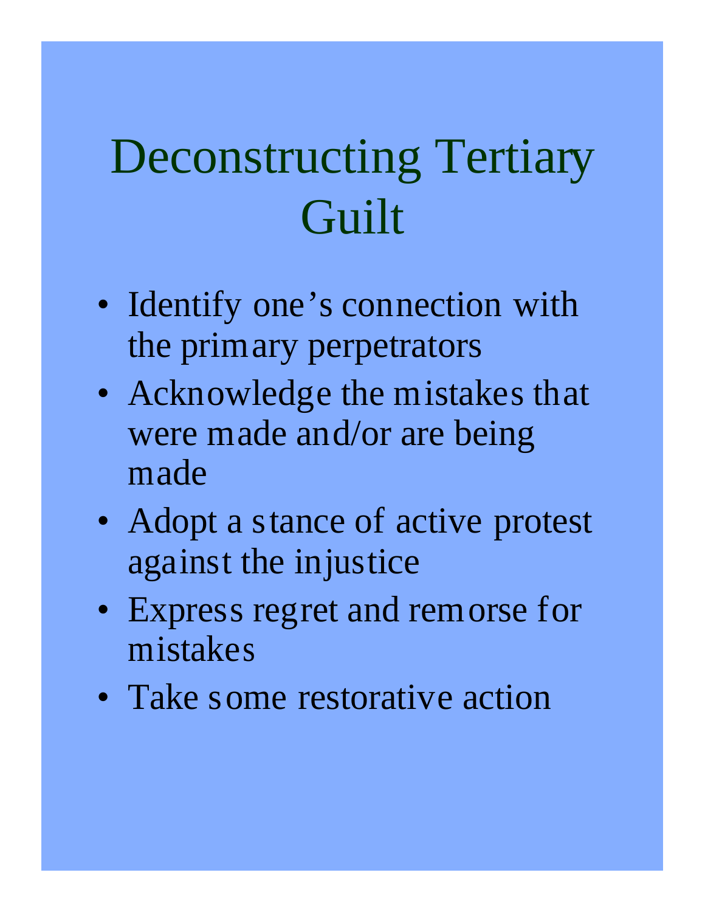# Deconstructing Tertiary Guilt

- Identify one's connection with the primary perpetrators
- Acknowledge the mistakes that were made and/or are being made
- Adopt a stance of active protest against the injustice
- Express regret and remorse for mistakes
- Take some restorative action